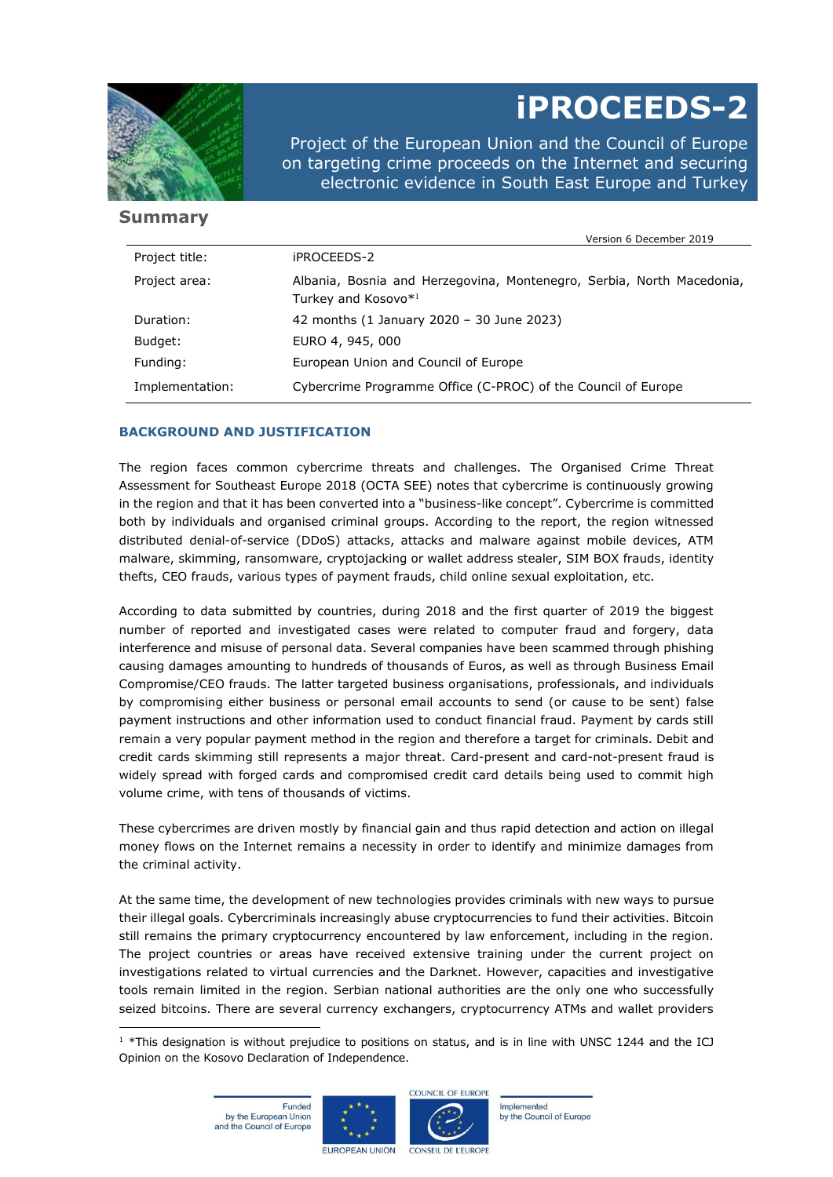# iPROCEEDS-2

Project of the European Union and the Council of Europe on targeting crime proceeds on the Internet and securing electronic evidence in South East Europe and Turkey

## Summary

Version 6 December 2019

| | |
|---|---|
| Project title: | iPROCEEDS-2 |
| Project area: | Albania, Bosnia and Herzegovina, Montenegro, Serbia, North Macedonia, Turkey and Kosovo*[1] |
| Duration: | 42 months (1 January 2020 – 30 June 2023) |
| Budget: | EURO 4, 945, 000 |
| Funding: | European Union and Council of Europe |
| Implementation: | Cybercrime Programme Office (C-PROC) of the Council of Europe |

### BACKGROUND AND JUSTIFICATION

The region faces common cybercrime threats and challenges. The Organised Crime Threat Assessment for Southeast Europe 2018 (OCTA SEE) notes that cybercrime is continuously growing in the region and that it has been converted into a "business-like concept". Cybercrime is committed both by individuals and organised criminal groups. According to the report, the region witnessed distributed denial-of-service (DDoS) attacks, attacks and malware against mobile devices, ATM malware, skimming, ransomware, cryptojacking or wallet address stealer, SIM BOX frauds, identity thefts, CEO frauds, various types of payment frauds, child online sexual exploitation, etc.

According to data submitted by countries, during 2018 and the first quarter of 2019 the biggest number of reported and investigated cases were related to computer fraud and forgery, data interference and misuse of personal data. Several companies have been scammed through phishing causing damages amounting to hundreds of thousands of Euros, as well as through Business Email Compromise/CEO frauds. The latter targeted business organisations, professionals, and individuals by compromising either business or personal email accounts to send (or cause to be sent) false payment instructions and other information used to conduct financial fraud. Payment by cards still remain a very popular payment method in the region and therefore a target for criminals. Debit and credit cards skimming still represents a major threat. Card-present and card-not-present fraud is widely spread with forged cards and compromised credit card details being used to commit high volume crime, with tens of thousands of victims.

These cybercrimes are driven mostly by financial gain and thus rapid detection and action on illegal money flows on the Internet remains a necessity in order to identify and minimize damages from the criminal activity.

At the same time, the development of new technologies provides criminals with new ways to pursue their illegal goals. Cybercriminals increasingly abuse cryptocurrencies to fund their activities. Bitcoin still remains the primary cryptocurrency encountered by law enforcement, including in the region. The project countries or areas have received extensive training under the current project on investigations related to virtual currencies and the Darknet. However, capacities and investigative tools remain limited in the region. Serbian national authorities are the only one who successfully seized bitcoins. There are several currency exchangers, cryptocurrency ATMs and wallet providers

[1] *This designation is without prejudice to positions on status, and is in line with UNSC 1244 and the ICJ Opinion on the Kosovo Declaration of Independence.

Funded by the European Union and the Council of Europe

EUROPEAN UNION

COUNCIL OF EUROPE CONSEIL DE L'EUROPE

Implemented by the Council of Europe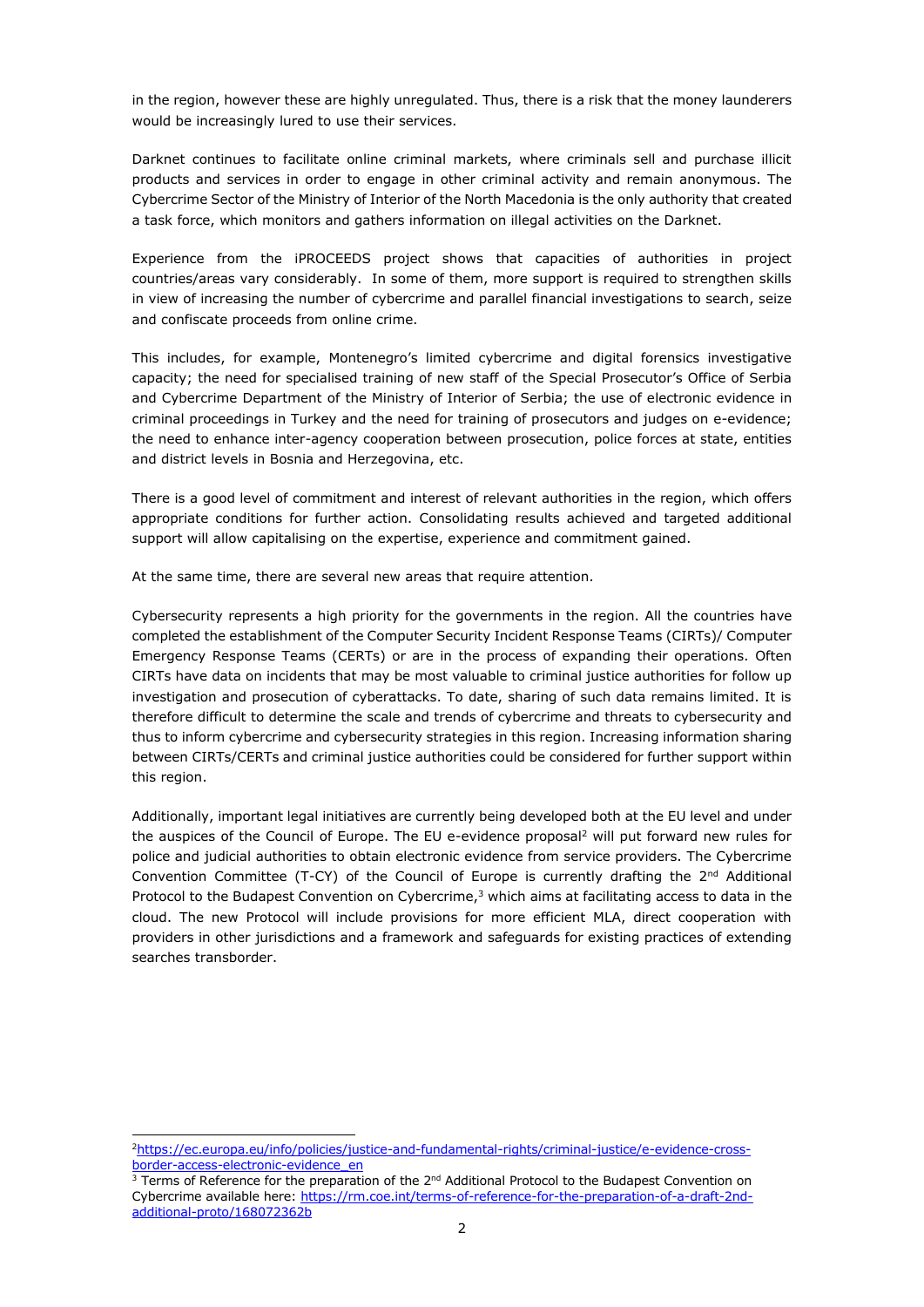in the region, however these are highly unregulated. Thus, there is a risk that the money launderers would be increasingly lured to use their services.

Darknet continues to facilitate online criminal markets, where criminals sell and purchase illicit products and services in order to engage in other criminal activity and remain anonymous. The Cybercrime Sector of the Ministry of Interior of the North Macedonia is the only authority that created a task force, which monitors and gathers information on illegal activities on the Darknet.

Experience from the iPROCEEDS project shows that capacities of authorities in project countries/areas vary considerably. In some of them, more support is required to strengthen skills in view of increasing the number of cybercrime and parallel financial investigations to search, seize and confiscate proceeds from online crime.

This includes, for example, Montenegro's limited cybercrime and digital forensics investigative capacity; the need for specialised training of new staff of the Special Prosecutor's Office of Serbia and Cybercrime Department of the Ministry of Interior of Serbia; the use of electronic evidence in criminal proceedings in Turkey and the need for training of prosecutors and judges on e-evidence; the need to enhance inter-agency cooperation between prosecution, police forces at state, entities and district levels in Bosnia and Herzegovina, etc.

There is a good level of commitment and interest of relevant authorities in the region, which offers appropriate conditions for further action. Consolidating results achieved and targeted additional support will allow capitalising on the expertise, experience and commitment gained.

At the same time, there are several new areas that require attention.

Cybersecurity represents a high priority for the governments in the region. All the countries have completed the establishment of the Computer Security Incident Response Teams (CIRTs)/ Computer Emergency Response Teams (CERTs) or are in the process of expanding their operations. Often CIRTs have data on incidents that may be most valuable to criminal justice authorities for follow up investigation and prosecution of cyberattacks. To date, sharing of such data remains limited. It is therefore difficult to determine the scale and trends of cybercrime and threats to cybersecurity and thus to inform cybercrime and cybersecurity strategies in this region. Increasing information sharing between CIRTs/CERTs and criminal justice authorities could be considered for further support within this region.

Additionally, important legal initiatives are currently being developed both at the EU level and under the auspices of the Council of Europe. The EU e-evidence proposal[2] will put forward new rules for police and judicial authorities to obtain electronic evidence from service providers. The Cybercrime Convention Committee (T-CY) of the Council of Europe is currently drafting the 2nd Additional Protocol to the Budapest Convention on Cybercrime,[3] which aims at facilitating access to data in the cloud. The new Protocol will include provisions for more efficient MLA, direct cooperation with providers in other jurisdictions and a framework and safeguards for existing practices of extending searches transborder.

---

[2] https://ec.europa.eu/info/policies/justice-and-fundamental-rights/criminal-justice/e-evidence-cross-border-access-electronic-evidence_en

[3] Terms of Reference for the preparation of the 2nd Additional Protocol to the Budapest Convention on Cybercrime available here: https://rm.coe.int/terms-of-reference-for-the-preparation-of-a-draft-2nd-additional-proto/168072362b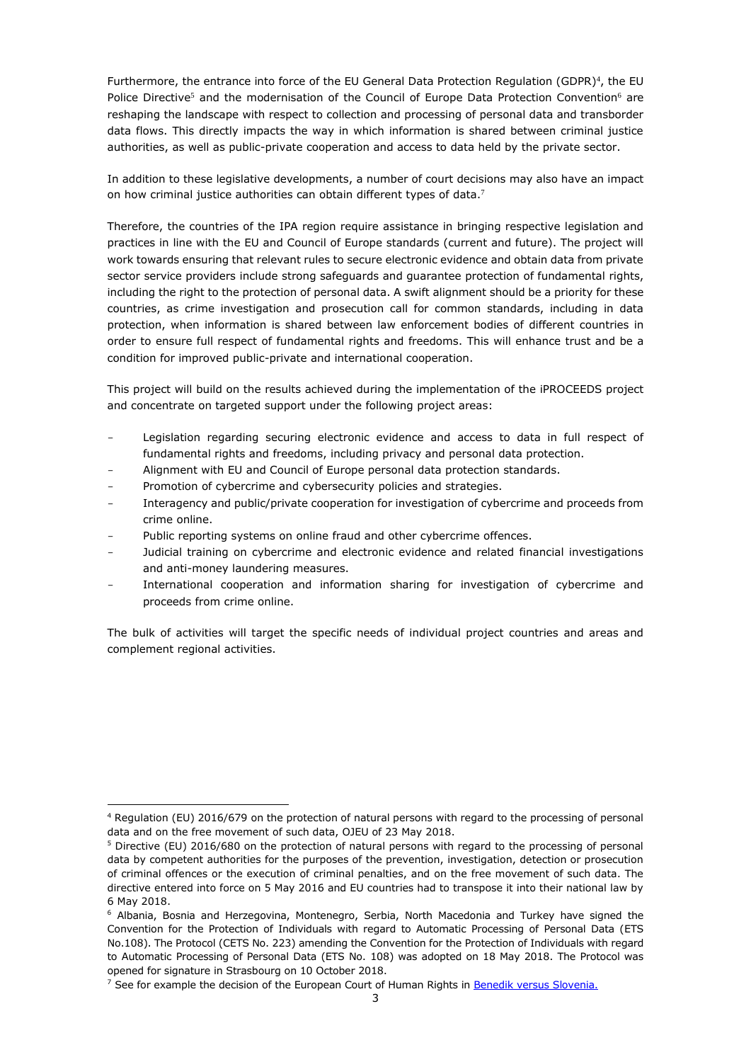Furthermore, the entrance into force of the EU General Data Protection Regulation (GDPR)[4], the EU Police Directive[5] and the modernisation of the Council of Europe Data Protection Convention[6] are reshaping the landscape with respect to collection and processing of personal data and transborder data flows. This directly impacts the way in which information is shared between criminal justice authorities, as well as public-private cooperation and access to data held by the private sector.

In addition to these legislative developments, a number of court decisions may also have an impact on how criminal justice authorities can obtain different types of data.[7]

Therefore, the countries of the IPA region require assistance in bringing respective legislation and practices in line with the EU and Council of Europe standards (current and future). The project will work towards ensuring that relevant rules to secure electronic evidence and obtain data from private sector service providers include strong safeguards and guarantee protection of fundamental rights, including the right to the protection of personal data. A swift alignment should be a priority for these countries, as crime investigation and prosecution call for common standards, including in data protection, when information is shared between law enforcement bodies of different countries in order to ensure full respect of fundamental rights and freedoms. This will enhance trust and be a condition for improved public-private and international cooperation.

This project will build on the results achieved during the implementation of the iPROCEEDS project and concentrate on targeted support under the following project areas:

- Legislation regarding securing electronic evidence and access to data in full respect of fundamental rights and freedoms, including privacy and personal data protection.
- Alignment with EU and Council of Europe personal data protection standards.
- Promotion of cybercrime and cybersecurity policies and strategies.
- Interagency and public/private cooperation for investigation of cybercrime and proceeds from crime online.
- Public reporting systems on online fraud and other cybercrime offences.
- Judicial training on cybercrime and electronic evidence and related financial investigations and anti-money laundering measures.
- International cooperation and information sharing for investigation of cybercrime and proceeds from crime online.

The bulk of activities will target the specific needs of individual project countries and areas and complement regional activities.

---

[4] Regulation (EU) 2016/679 on the protection of natural persons with regard to the processing of personal data and on the free movement of such data, OJEU of 23 May 2018.

[5] Directive (EU) 2016/680 on the protection of natural persons with regard to the processing of personal data by competent authorities for the purposes of the prevention, investigation, detection or prosecution of criminal offences or the execution of criminal penalties, and on the free movement of such data. The directive entered into force on 5 May 2016 and EU countries had to transpose it into their national law by 6 May 2018.

[6] Albania, Bosnia and Herzegovina, Montenegro, Serbia, North Macedonia and Turkey have signed the Convention for the Protection of Individuals with regard to Automatic Processing of Personal Data (ETS No.108). The Protocol (CETS No. 223) amending the Convention for the Protection of Individuals with regard to Automatic Processing of Personal Data (ETS No. 108) was adopted on 18 May 2018. The Protocol was opened for signature in Strasbourg on 10 October 2018.

[7] See for example the decision of the European Court of Human Rights in Benedik versus Slovenia.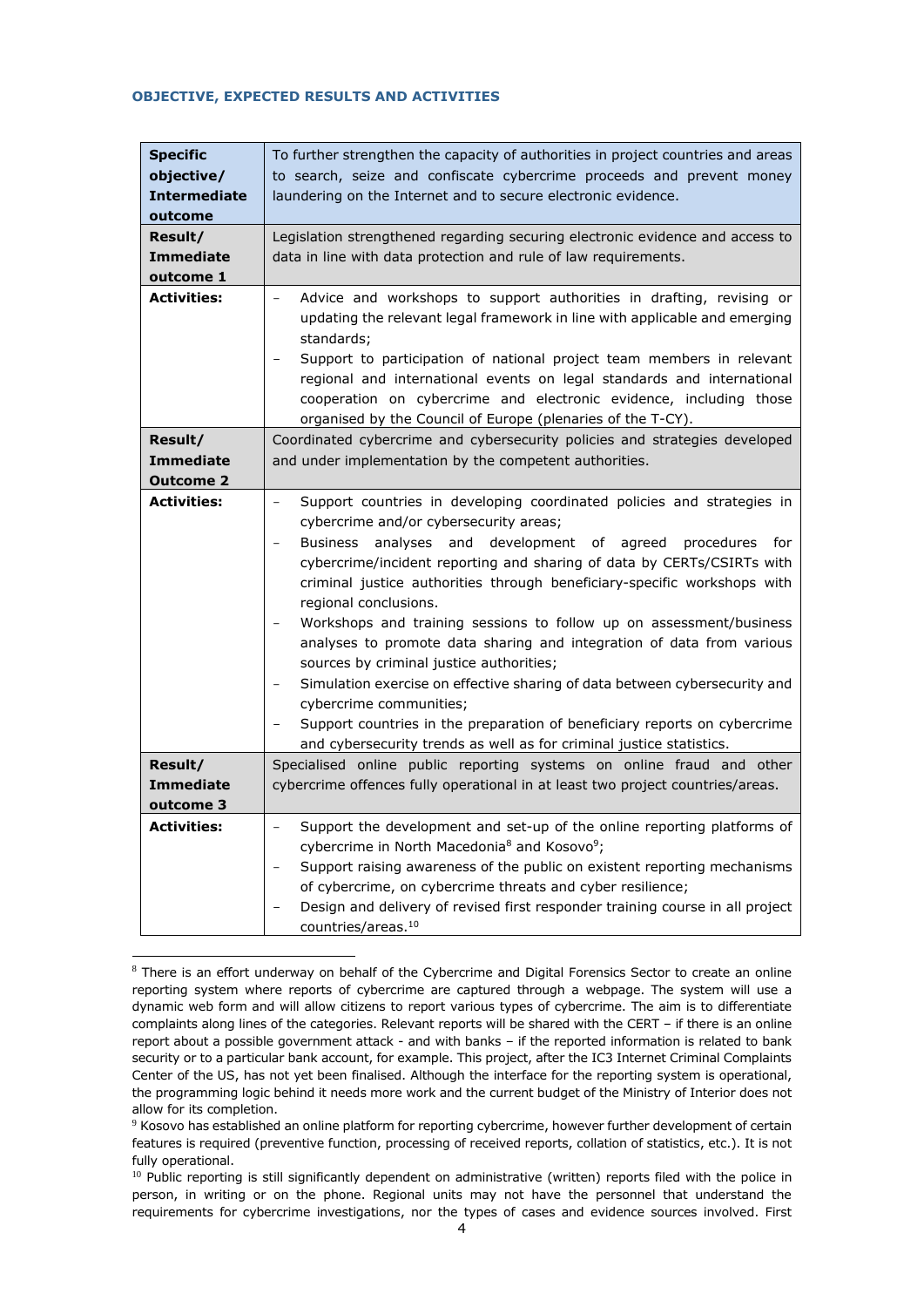**OBJECTIVE, EXPECTED RESULTS AND ACTIVITIES**

| **Specific objective/ Intermediate outcome** | To further strengthen the capacity of authorities in project countries and areas to search, seize and confiscate cybercrime proceeds and prevent money laundering on the Internet and to secure electronic evidence. |
|---|---|
| **Result/ Immediate outcome 1** | Legislation strengthened regarding securing electronic evidence and access to data in line with data protection and rule of law requirements. |
| **Activities:** | – Advice and workshops to support authorities in drafting, revising or updating the relevant legal framework in line with applicable and emerging standards;<br>– Support to participation of national project team members in relevant regional and international events on legal standards and international cooperation on cybercrime and electronic evidence, including those organised by the Council of Europe (plenaries of the T-CY). |
| **Result/ Immediate Outcome 2** | Coordinated cybercrime and cybersecurity policies and strategies developed and under implementation by the competent authorities. |
| **Activities:** | – Support countries in developing coordinated policies and strategies in cybercrime and/or cybersecurity areas;<br>– Business analyses and development of agreed procedures for cybercrime/incident reporting and sharing of data by CERTs/CSIRTs with criminal justice authorities through beneficiary-specific workshops with regional conclusions.<br>– Workshops and training sessions to follow up on assessment/business analyses to promote data sharing and integration of data from various sources by criminal justice authorities;<br>– Simulation exercise on effective sharing of data between cybersecurity and cybercrime communities;<br>– Support countries in the preparation of beneficiary reports on cybercrime and cybersecurity trends as well as for criminal justice statistics. |
| **Result/ Immediate outcome 3** | Specialised online public reporting systems on online fraud and other cybercrime offences fully operational in at least two project countries/areas. |
| **Activities:** | – Support the development and set-up of the online reporting platforms of cybercrime in North Macedonia[8] and Kosovo[9];<br>– Support raising awareness of the public on existent reporting mechanisms of cybercrime, on cybercrime threats and cyber resilience;<br>– Design and delivery of revised first responder training course in all project countries/areas.[10] |

[8] There is an effort underway on behalf of the Cybercrime and Digital Forensics Sector to create an online reporting system where reports of cybercrime are captured through a webpage. The system will use a dynamic web form and will allow citizens to report various types of cybercrime. The aim is to differentiate complaints along lines of the categories. Relevant reports will be shared with the CERT – if there is an online report about a possible government attack - and with banks – if the reported information is related to bank security or to a particular bank account, for example. This project, after the IC3 Internet Criminal Complaints Center of the US, has not yet been finalised. Although the interface for the reporting system is operational, the programming logic behind it needs more work and the current budget of the Ministry of Interior does not allow for its completion.

[9] Kosovo has established an online platform for reporting cybercrime, however further development of certain features is required (preventive function, processing of received reports, collation of statistics, etc.). It is not fully operational.

[10] Public reporting is still significantly dependent on administrative (written) reports filed with the police in person, in writing or on the phone. Regional units may not have the personnel that understand the requirements for cybercrime investigations, nor the types of cases and evidence sources involved. First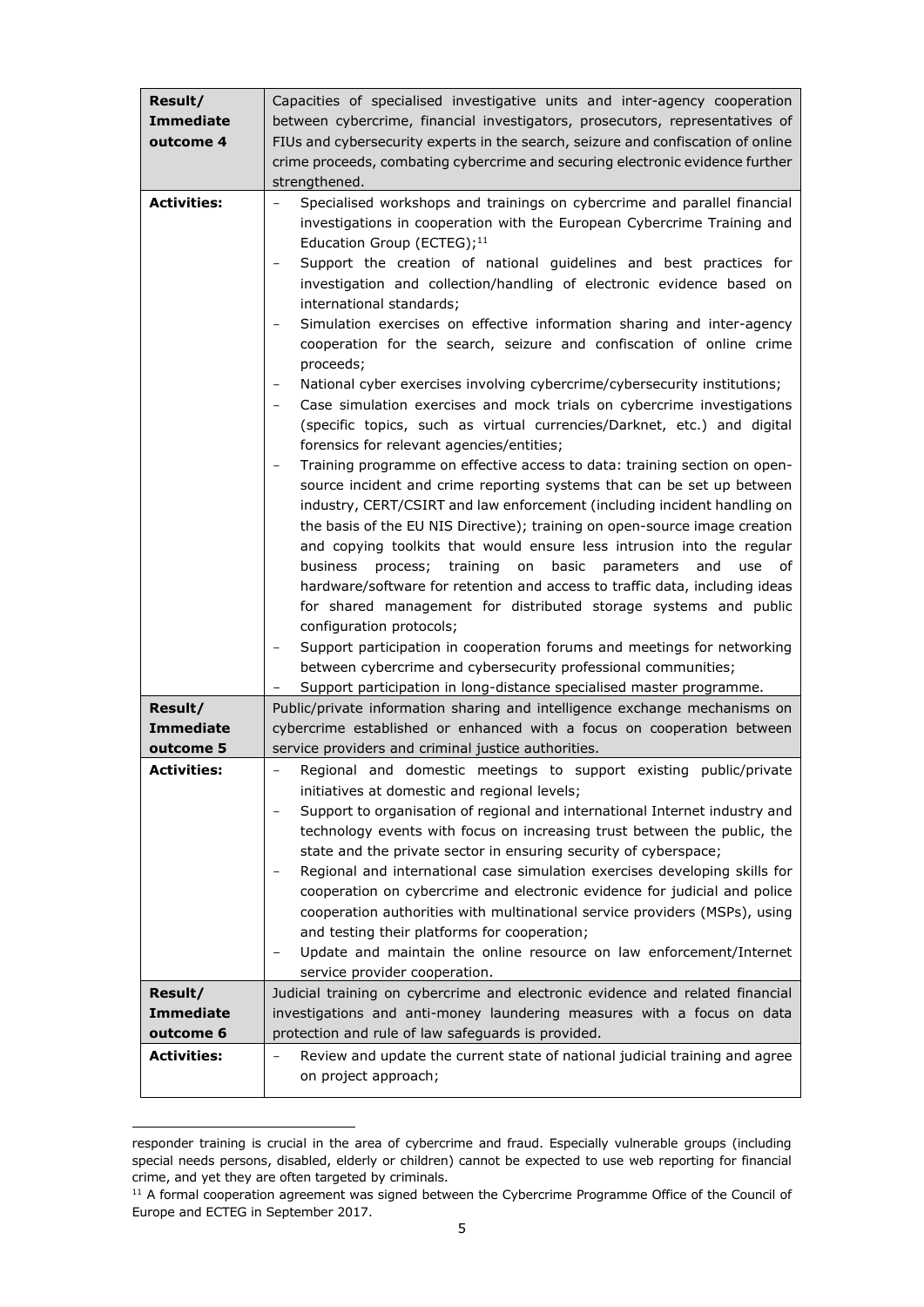| **Result/ Immediate outcome 4** | Capacities of specialised investigative units and inter-agency cooperation between cybercrime, financial investigators, prosecutors, representatives of FIUs and cybersecurity experts in the search, seizure and confiscation of online crime proceeds, combating cybercrime and securing electronic evidence further strengthened. |
|---|---|
| **Activities:** | – Specialised workshops and trainings on cybercrime and parallel financial investigations in cooperation with the European Cybercrime Training and Education Group (ECTEG);[11]<br>– Support the creation of national guidelines and best practices for investigation and collection/handling of electronic evidence based on international standards;<br>– Simulation exercises on effective information sharing and inter-agency cooperation for the search, seizure and confiscation of online crime proceeds;<br>– National cyber exercises involving cybercrime/cybersecurity institutions;<br>– Case simulation exercises and mock trials on cybercrime investigations (specific topics, such as virtual currencies/Darknet, etc.) and digital forensics for relevant agencies/entities;<br>– Training programme on effective access to data: training section on open-source incident and crime reporting systems that can be set up between industry, CERT/CSIRT and law enforcement (including incident handling on the basis of the EU NIS Directive); training on open-source image creation and copying toolkits that would ensure less intrusion into the regular business process; training on basic parameters and use of hardware/software for retention and access to traffic data, including ideas for shared management for distributed storage systems and public configuration protocols;<br>– Support participation in cooperation forums and meetings for networking between cybercrime and cybersecurity professional communities;<br>– Support participation in long-distance specialised master programme. |
| **Result/ Immediate outcome 5** | Public/private information sharing and intelligence exchange mechanisms on cybercrime established or enhanced with a focus on cooperation between service providers and criminal justice authorities. |
| **Activities:** | – Regional and domestic meetings to support existing public/private initiatives at domestic and regional levels;<br>– Support to organisation of regional and international Internet industry and technology events with focus on increasing trust between the public, the state and the private sector in ensuring security of cyberspace;<br>– Regional and international case simulation exercises developing skills for cooperation on cybercrime and electronic evidence for judicial and police cooperation authorities with multinational service providers (MSPs), using and testing their platforms for cooperation;<br>– Update and maintain the online resource on law enforcement/Internet service provider cooperation. |
| **Result/ Immediate outcome 6** | Judicial training on cybercrime and electronic evidence and related financial investigations and anti-money laundering measures with a focus on data protection and rule of law safeguards is provided. |
| **Activities:** | – Review and update the current state of national judicial training and agree on project approach; |

responder training is crucial in the area of cybercrime and fraud. Especially vulnerable groups (including special needs persons, disabled, elderly or children) cannot be expected to use web reporting for financial crime, and yet they are often targeted by criminals.

[11] A formal cooperation agreement was signed between the Cybercrime Programme Office of the Council of Europe and ECTEG in September 2017.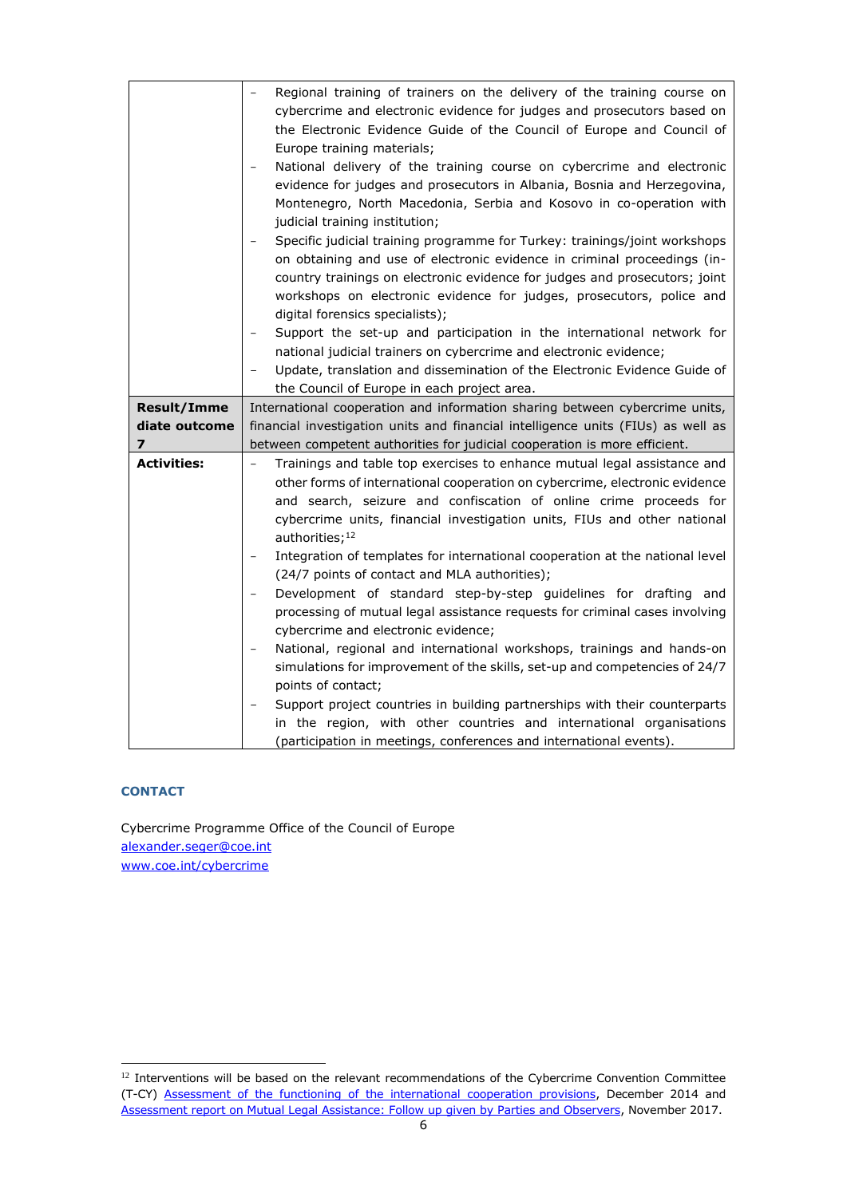| | |
|---|---|
| | – Regional training of trainers on the delivery of the training course on cybercrime and electronic evidence for judges and prosecutors based on the Electronic Evidence Guide of the Council of Europe and Council of Europe training materials;<br>– National delivery of the training course on cybercrime and electronic evidence for judges and prosecutors in Albania, Bosnia and Herzegovina, Montenegro, North Macedonia, Serbia and Kosovo in co-operation with judicial training institution;<br>– Specific judicial training programme for Turkey: trainings/joint workshops on obtaining and use of electronic evidence in criminal proceedings (in-country trainings on electronic evidence for judges and prosecutors; joint workshops on electronic evidence for judges, prosecutors, police and digital forensics specialists);<br>– Support the set-up and participation in the international network for national judicial trainers on cybercrime and electronic evidence;<br>– Update, translation and dissemination of the Electronic Evidence Guide of the Council of Europe in each project area. |
| **Result/Immediate outcome 7** | International cooperation and information sharing between cybercrime units, financial investigation units and financial intelligence units (FIUs) as well as between competent authorities for judicial cooperation is more efficient. |
| **Activities:** | – Trainings and table top exercises to enhance mutual legal assistance and other forms of international cooperation on cybercrime, electronic evidence and search, seizure and confiscation of online crime proceeds for cybercrime units, financial investigation units, FIUs and other national authorities;[12]<br>– Integration of templates for international cooperation at the national level (24/7 points of contact and MLA authorities);<br>– Development of standard step-by-step guidelines for drafting and processing of mutual legal assistance requests for criminal cases involving cybercrime and electronic evidence;<br>– National, regional and international workshops, trainings and hands-on simulations for improvement of the skills, set-up and competencies of 24/7 points of contact;<br>– Support project countries in building partnerships with their counterparts in the region, with other countries and international organisations (participation in meetings, conferences and international events). |

### CONTACT

Cybercrime Programme Office of the Council of Europe
alexander.seger@coe.int
www.coe.int/cybercrime

[12] Interventions will be based on the relevant recommendations of the Cybercrime Convention Committee (T-CY) Assessment of the functioning of the international cooperation provisions, December 2014 and Assessment report on Mutual Legal Assistance: Follow up given by Parties and Observers, November 2017.